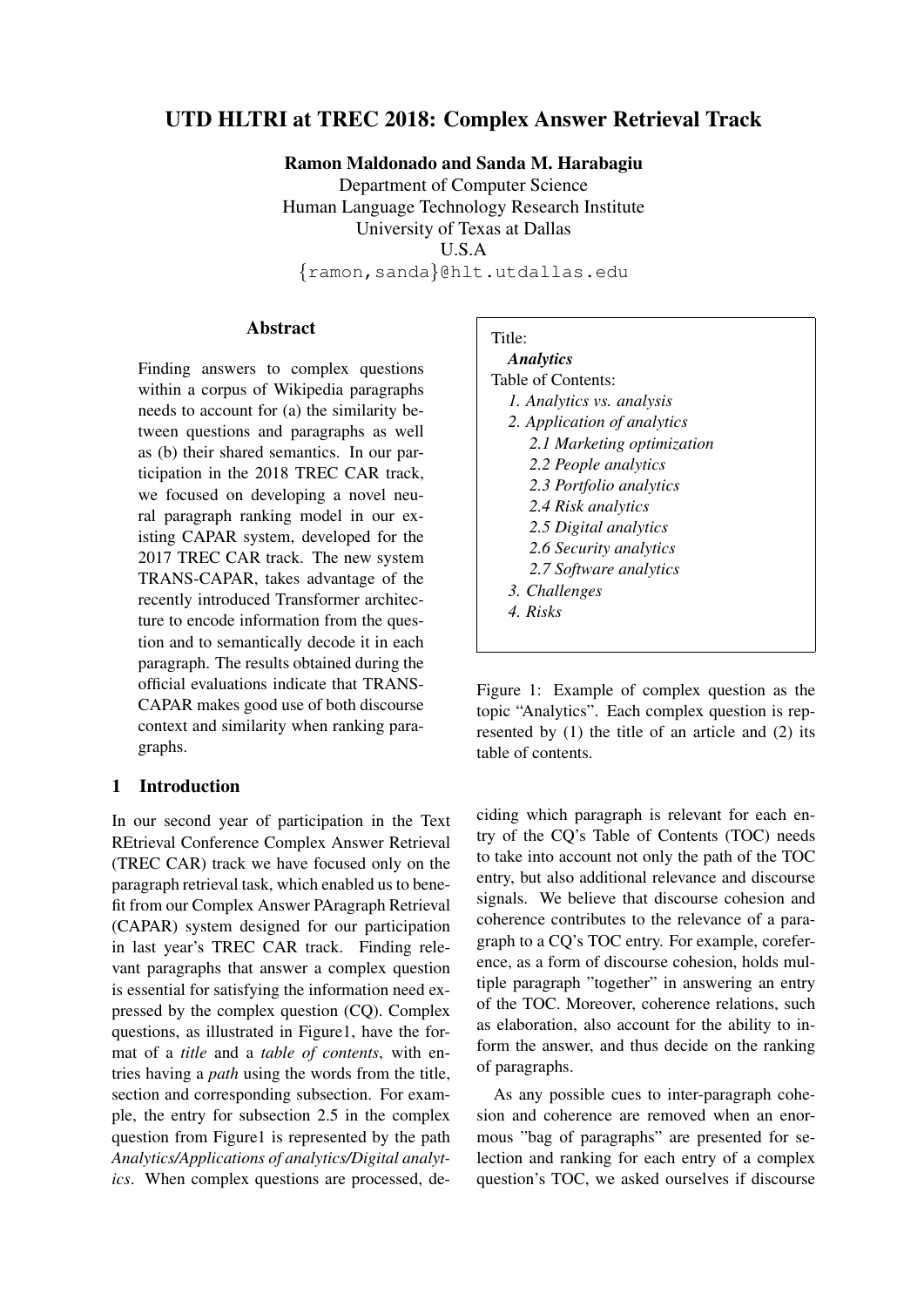# UTD HLTRI at TREC 2018: Complex Answer Retrieval Track

**Ramon Maldonado and Sanda M. Harabagiu**
Department of Computer Science
Human Language Technology Research Institute
University of Texas at Dallas
U.S.A
{ramon,sanda}@hlt.utdallas.edu

## Abstract

Finding answers to complex questions within a corpus of Wikipedia paragraphs needs to account for (a) the similarity between questions and paragraphs as well as (b) their shared semantics. In our participation in the 2018 TREC CAR track, we focused on developing a novel neural paragraph ranking model in our existing CAPAR system, developed for the 2017 TREC CAR track. The new system TRANS-CAPAR, takes advantage of the recently introduced Transformer architecture to encode information from the question and to semantically decode it in each paragraph. The results obtained during the official evaluations indicate that TRANS-CAPAR makes good use of both discourse context and similarity when ranking paragraphs.

## 1 Introduction

In our second year of participation in the Text REtrieval Conference Complex Answer Retrieval (TREC CAR) track we have focused only on the paragraph retrieval task, which enabled us to benefit from our Complex Answer PAragraph Retrieval (CAPAR) system designed for our participation in last year's TREC CAR track. Finding relevant paragraphs that answer a complex question is essential for satisfying the information need expressed by the complex question (CQ). Complex questions, as illustrated in Figure1, have the format of a *title* and a *table of contents*, with entries having a *path* using the words from the title, section and corresponding subsection. For example, the entry for subsection 2.5 in the complex question from Figure1 is represented by the path *Analytics/Applications of analytics/Digital analytics*. When complex questions are processed, deciding which paragraph is relevant for each entry of the CQ's Table of Contents (TOC) needs to take into account not only the path of the TOC entry, but also additional relevance and discourse signals. We believe that discourse cohesion and coherence contributes to the relevance of a paragraph to a CQ's TOC entry. For example, coreference, as a form of discourse cohesion, holds multiple paragraph "together" in answering an entry of the TOC. Moreover, coherence relations, such as elaboration, also account for the ability to inform the answer, and thus decide on the ranking of paragraphs.

> Title:
> ***Analytics***
> Table of Contents:
> *1. Analytics vs. analysis*
> *2. Application of analytics*
> *2.1 Marketing optimization*
> *2.2 People analytics*
> *2.3 Portfolio analytics*
> *2.4 Risk analytics*
> *2.5 Digital analytics*
> *2.6 Security analytics*
> *2.7 Software analytics*
> *3. Challenges*
> *4. Risks*

Figure 1: Example of complex question as the topic "Analytics". Each complex question is represented by (1) the title of an article and (2) its table of contents.

As any possible cues to inter-paragraph cohesion and coherence are removed when an enormous "bag of paragraphs" are presented for selection and ranking for each entry of a complex question's TOC, we asked ourselves if discourse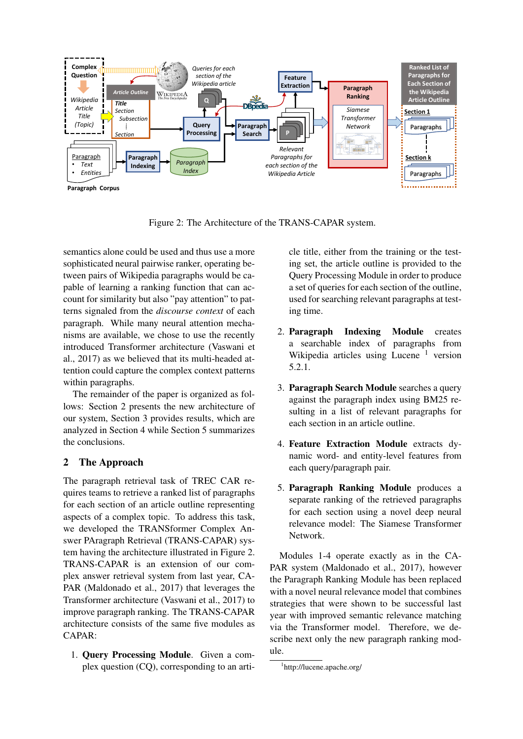Figure 2: The Architecture of the TRANS-CAPAR system.

semantics alone could be used and thus use a more sophisticated neural pairwise ranker, operating between pairs of Wikipedia paragraphs would be capable of learning a ranking function that can account for similarity but also "pay attention" to patterns signaled from the *discourse context* of each paragraph. While many neural attention mechanisms are available, we chose to use the recently introduced Transformer architecture (Vaswani et al., 2017) as we believed that its multi-headed attention could capture the complex context patterns within paragraphs.

The remainder of the paper is organized as follows: Section 2 presents the new architecture of our system, Section 3 provides results, which are analyzed in Section 4 while Section 5 summarizes the conclusions.

## 2 The Approach

The paragraph retrieval task of TREC CAR requires teams to retrieve a ranked list of paragraphs for each section of an article outline representing aspects of a complex topic. To address this task, we developed the TRANSformer Complex Answer PAragraph Retrieval (TRANS-CAPAR) system having the architecture illustrated in Figure 2. TRANS-CAPAR is an extension of our complex answer retrieval system from last year, CAPAR (Maldonado et al., 2017) that leverages the Transformer architecture (Vaswani et al., 2017) to improve paragraph ranking. The TRANS-CAPAR architecture consists of the same five modules as CAPAR:

1. **Query Processing Module**. Given a complex question (CQ), corresponding to an article title, either from the training or the testing set, the article outline is provided to the Query Processing Module in order to produce a set of queries for each section of the outline, used for searching relevant paragraphs at testing time.

2. **Paragraph Indexing Module** creates a searchable index of paragraphs from Wikipedia articles using Lucene [1] version 5.2.1.

3. **Paragraph Search Module** searches a query against the paragraph index using BM25 resulting in a list of relevant paragraphs for each section in an article outline.

4. **Feature Extraction Module** extracts dynamic word- and entity-level features from each query/paragraph pair.

5. **Paragraph Ranking Module** produces a separate ranking of the retrieved paragraphs for each section using a novel deep neural relevance model: The Siamese Transformer Network.

Modules 1-4 operate exactly as in the CAPAR system (Maldonado et al., 2017), however the Paragraph Ranking Module has been replaced with a novel neural relevance model that combines strategies that were shown to be successful last year with improved semantic relevance matching via the Transformer model. Therefore, we describe next only the new paragraph ranking module.

[1] http://lucene.apache.org/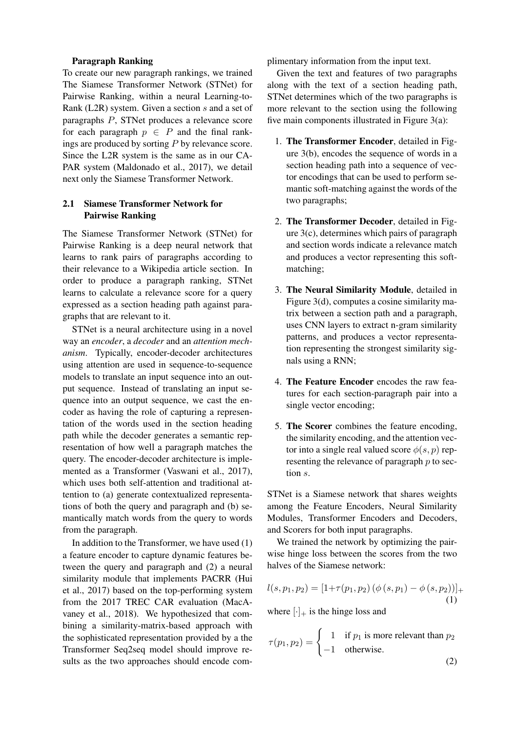**Paragraph Ranking**

To create our new paragraph rankings, we trained The Siamese Transformer Network (STNet) for Pairwise Ranking, within a neural Learning-to-Rank (L2R) system. Given a section $s$ and a set of paragraphs $P$, STNet produces a relevance score for each paragraph $p \in P$ and the final rankings are produced by sorting $P$ by relevance score. Since the L2R system is the same as in our CAPAR system (Maldonado et al., 2017), we detail next only the Siamese Transformer Network.

### 2.1 Siamese Transformer Network for Pairwise Ranking

The Siamese Transformer Network (STNet) for Pairwise Ranking is a deep neural network that learns to rank pairs of paragraphs according to their relevance to a Wikipedia article section. In order to produce a paragraph ranking, STNet learns to calculate a relevance score for a query expressed as a section heading path against paragraphs that are relevant to it.

STNet is a neural architecture using in a novel way an *encoder*, a *decoder* and an *attention mechanism*. Typically, encoder-decoder architectures using attention are used in sequence-to-sequence models to translate an input sequence into an output sequence. Instead of translating an input sequence into an output sequence, we cast the encoder as having the role of capturing a representation of the words used in the section heading path while the decoder generates a semantic representation of how well a paragraph matches the query. The encoder-decoder architecture is implemented as a Transformer (Vaswani et al., 2017), which uses both self-attention and traditional attention to (a) generate contextualized representations of both the query and paragraph and (b) semantically match words from the query to words from the paragraph.

In addition to the Transformer, we have used (1) a feature encoder to capture dynamic features between the query and paragraph and (2) a neural similarity module that implements PACRR (Hui et al., 2017) based on the top-performing system from the 2017 TREC CAR evaluation (MacAvaney et al., 2018). We hypothesized that combining a similarity-matrix-based approach with the sophisticated representation provided by a the Transformer Seq2seq model should improve results as the two approaches should encode complimentary information from the input text.

Given the text and features of two paragraphs along with the text of a section heading path, STNet determines which of the two paragraphs is more relevant to the section using the following five main components illustrated in Figure 3(a):

1. **The Transformer Encoder**, detailed in Figure 3(b), encodes the sequence of words in a section heading path into a sequence of vector encodings that can be used to perform semantic soft-matching against the words of the two paragraphs;

2. **The Transformer Decoder**, detailed in Figure 3(c), determines which pairs of paragraph and section words indicate a relevance match and produces a vector representing this soft-matching;

3. **The Neural Similarity Module**, detailed in Figure 3(d), computes a cosine similarity matrix between a section path and a paragraph, uses CNN layers to extract n-gram similarity patterns, and produces a vector representation representing the strongest similarity signals using a RNN;

4. **The Feature Encoder** encodes the raw features for each section-paragraph pair into a single vector encoding;

5. **The Scorer** combines the feature encoding, the similarity encoding, and the attention vector into a single real valued score $\phi(s, p)$ representing the relevance of paragraph $p$ to section $s$.

STNet is a Siamese network that shares weights among the Feature Encoders, Neural Similarity Modules, Transformer Encoders and Decoders, and Scorers for both input paragraphs.

We trained the network by optimizing the pairwise hinge loss between the scores from the two halves of the Siamese network:

$$l(s, p_1, p_2) = [1+\tau(p_1, p_2)\,(\phi\,(s, p_1) - \phi\,(s, p_2))]_+ \quad (1)$$

where $[\cdot]_+$ is the hinge loss and

$$\tau(p_1, p_2) = \begin{cases} 1 & \text{if } p_1 \text{ is more relevant than } p_2 \\ -1 & \text{otherwise.} \end{cases} \quad (2)$$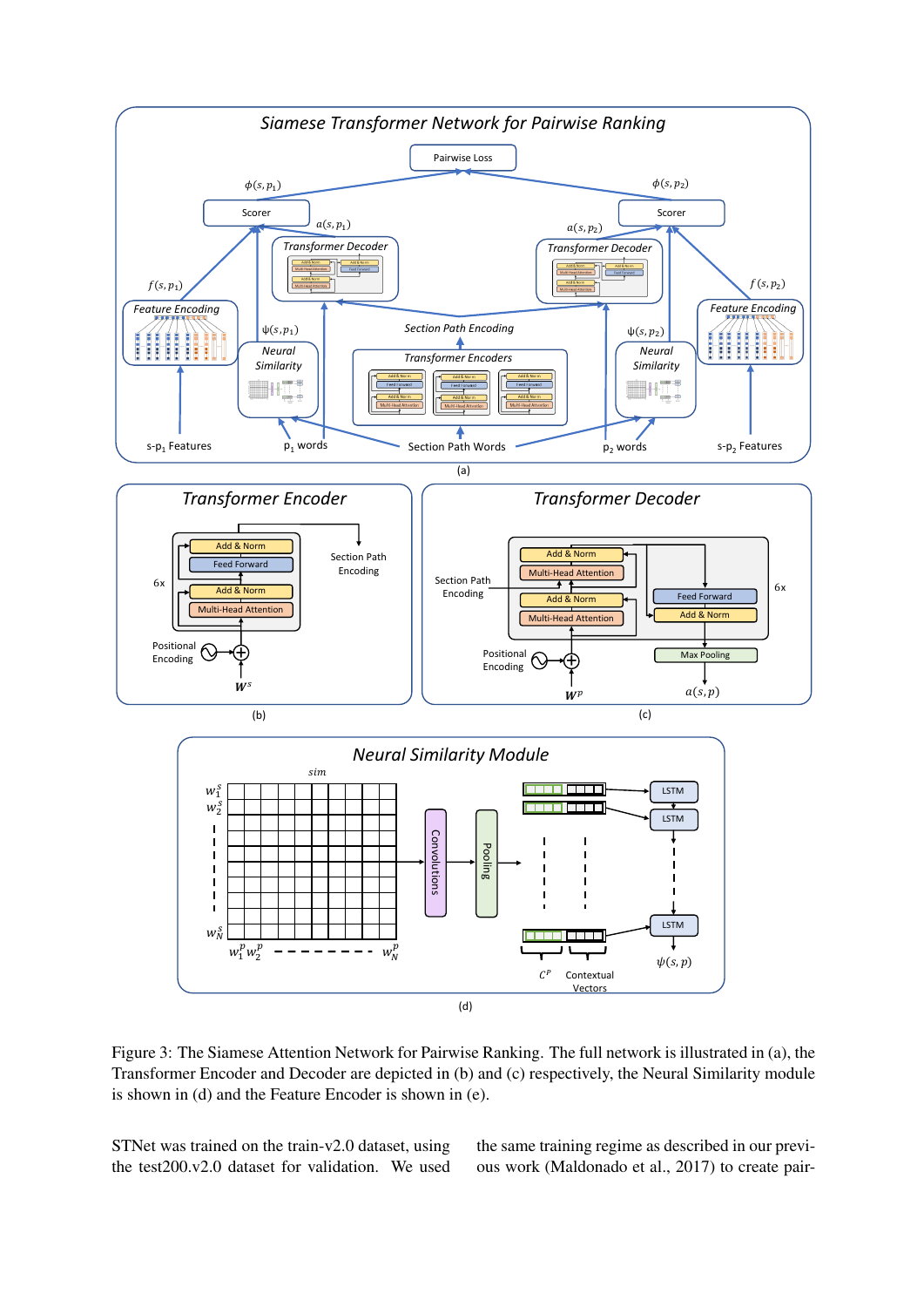Figure 3: The Siamese Attention Network for Pairwise Ranking. The full network is illustrated in (a), the Transformer Encoder and Decoder are depicted in (b) and (c) respectively, the Neural Similarity module is shown in (d) and the Feature Encoder is shown in (e).

STNet was trained on the train-v2.0 dataset, using the test200.v2.0 dataset for validation. We used the same training regime as described in our previous work (Maldonado et al., 2017) to create pair-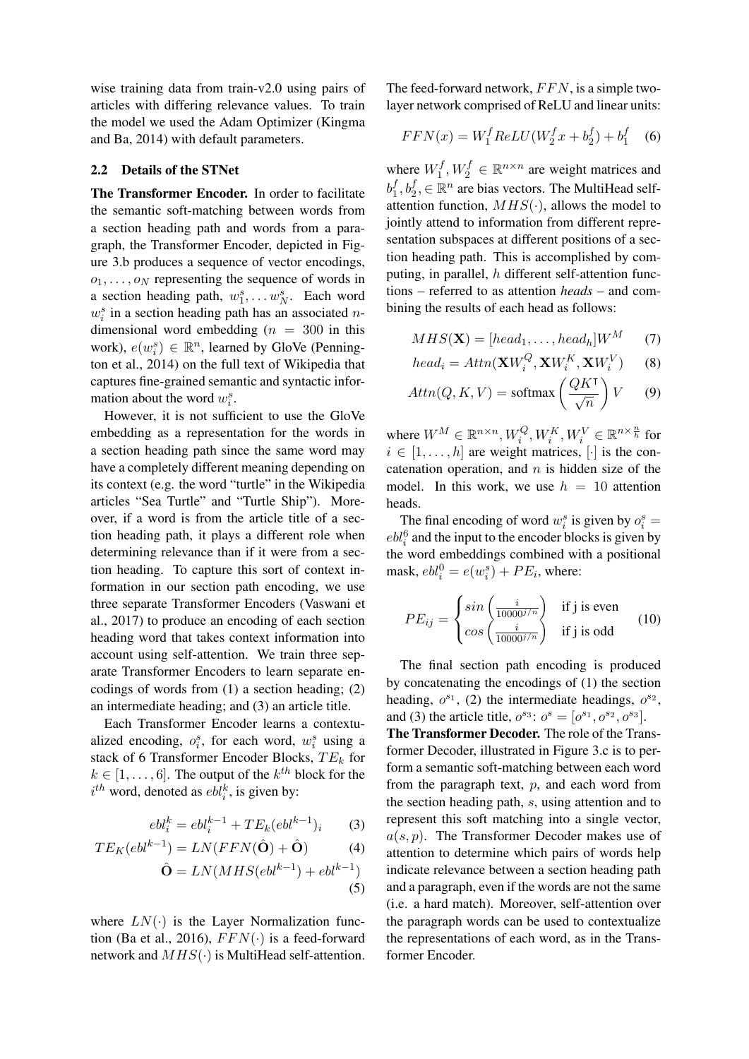wise training data from train-v2.0 using pairs of articles with differing relevance values. To train the model we used the Adam Optimizer (Kingma and Ba, 2014) with default parameters.

### 2.2 Details of the STNet

**The Transformer Encoder.** In order to facilitate the semantic soft-matching between words from a section heading path and words from a paragraph, the Transformer Encoder, depicted in Figure 3.b produces a sequence of vector encodings, $o_1, \ldots, o_N$ representing the sequence of words in a section heading path, $w^s_1, \ldots w^s_N$. Each word $w^s_i$ in a section heading path has an associated $n$-dimensional word embedding ($n = 300$ in this work), $e(w^s_i) \in \mathbb{R}^n$, learned by GloVe (Pennington et al., 2014) on the full text of Wikipedia that captures fine-grained semantic and syntactic information about the word $w^s_i$.

However, it is not sufficient to use the GloVe embedding as a representation for the words in a section heading path since the same word may have a completely different meaning depending on its context (e.g. the word "turtle" in the Wikipedia articles "Sea Turtle" and "Turtle Ship"). Moreover, if a word is from the article title of a section heading path, it plays a different role when determining relevance than if it were from a section heading. To capture this sort of context information in our section path encoding, we use three separate Transformer Encoders (Vaswani et al., 2017) to produce an encoding of each section heading word that takes context information into account using self-attention. We train three separate Transformer Encoders to learn separate encodings of words from (1) a section heading; (2) an intermediate heading; and (3) an article title.

Each Transformer Encoder learns a contextualized encoding, $o^s_i$, for each word, $w^s_i$ using a stack of 6 Transformer Encoder Blocks, $TE_k$ for $k \in [1, \ldots, 6]$. The output of the $k^{th}$ block for the $i^{th}$ word, denoted as $ebl^k_i$, is given by:

$$ebl^k_i = ebl^{k-1}_i + TE_k(ebl^{k-1})_i \quad (3)$$

$$TE_K(ebl^{k-1}) = LN(FFN(\hat{\mathbf{O}}) + \hat{\mathbf{O}}) \quad (4)$$

$$\hat{\mathbf{O}} = LN(MHS(ebl^{k-1}) + ebl^{k-1}) \quad (5)$$

where $LN(\cdot)$ is the Layer Normalization function (Ba et al., 2016), $FFN(\cdot)$ is a feed-forward network and $MHS(\cdot)$ is MultiHead self-attention.

The feed-forward network, $FFN$, is a simple two-layer network comprised of ReLU and linear units:

$$FFN(x) = W^f_1 ReLU(W^f_2 x + b^f_2) + b^f_1 \quad (6)$$

where $W^f_1, W^f_2 \in \mathbb{R}^{n \times n}$ are weight matrices and $b^f_1, b^f_2, \in \mathbb{R}^n$ are bias vectors. The MultiHead self-attention function, $MHS(\cdot)$, allows the model to jointly attend to information from different representation subspaces at different positions of a section heading path. This is accomplished by computing, in parallel, $h$ different self-attention functions – referred to as attention *heads* – and combining the results of each head as follows:

$$MHS(\mathbf{X}) = [head_1, \ldots, head_h]W^M \quad (7)$$

$$head_i = Attn(\mathbf{X}W^Q_i, \mathbf{X}W^K_i, \mathbf{X}W^V_i) \quad (8)$$

$$Attn(Q, K, V) = \text{softmax}\left(\frac{QK^\intercal}{\sqrt{n}}\right)V \quad (9)$$

where $W^M \in \mathbb{R}^{n \times n}, W^Q_i, W^K_i, W^V_i \in \mathbb{R}^{n \times \frac{n}{h}}$ for $i \in [1, \ldots, h]$ are weight matrices, $[\cdot]$ is the concatenation operation, and $n$ is hidden size of the model. In this work, we use $h = 10$ attention heads.

The final encoding of word $w^s_i$ is given by $o^s_i = ebl^6_i$ and the input to the encoder blocks is given by the word embeddings combined with a positional mask, $ebl^0_i = e(w^s_i) + PE_i$, where:

$$PE_{ij} = \begin{cases} sin\left(\frac{i}{10000^{j/n}}\right) & \text{if j is even} \\ cos\left(\frac{i}{10000^{j/n}}\right) & \text{if j is odd} \end{cases} \quad (10)$$

The final section path encoding is produced by concatenating the encodings of (1) the section heading, $o^{s_1}$, (2) the intermediate headings, $o^{s_2}$, and (3) the article title, $o^{s_3}$: $o^s = [o^{s_1}, o^{s_2}, o^{s_3}]$.

**The Transformer Decoder.** The role of the Transformer Decoder, illustrated in Figure 3.c is to perform a semantic soft-matching between each word from the paragraph text, $p$, and each word from the section heading path, $s$, using attention and to represent this soft matching into a single vector, $a(s, p)$. The Transformer Decoder makes use of attention to determine which pairs of words help indicate relevance between a section heading path and a paragraph, even if the words are not the same (i.e. a hard match). Moreover, self-attention over the paragraph words can be used to contextualize the representations of each word, as in the Transformer Encoder.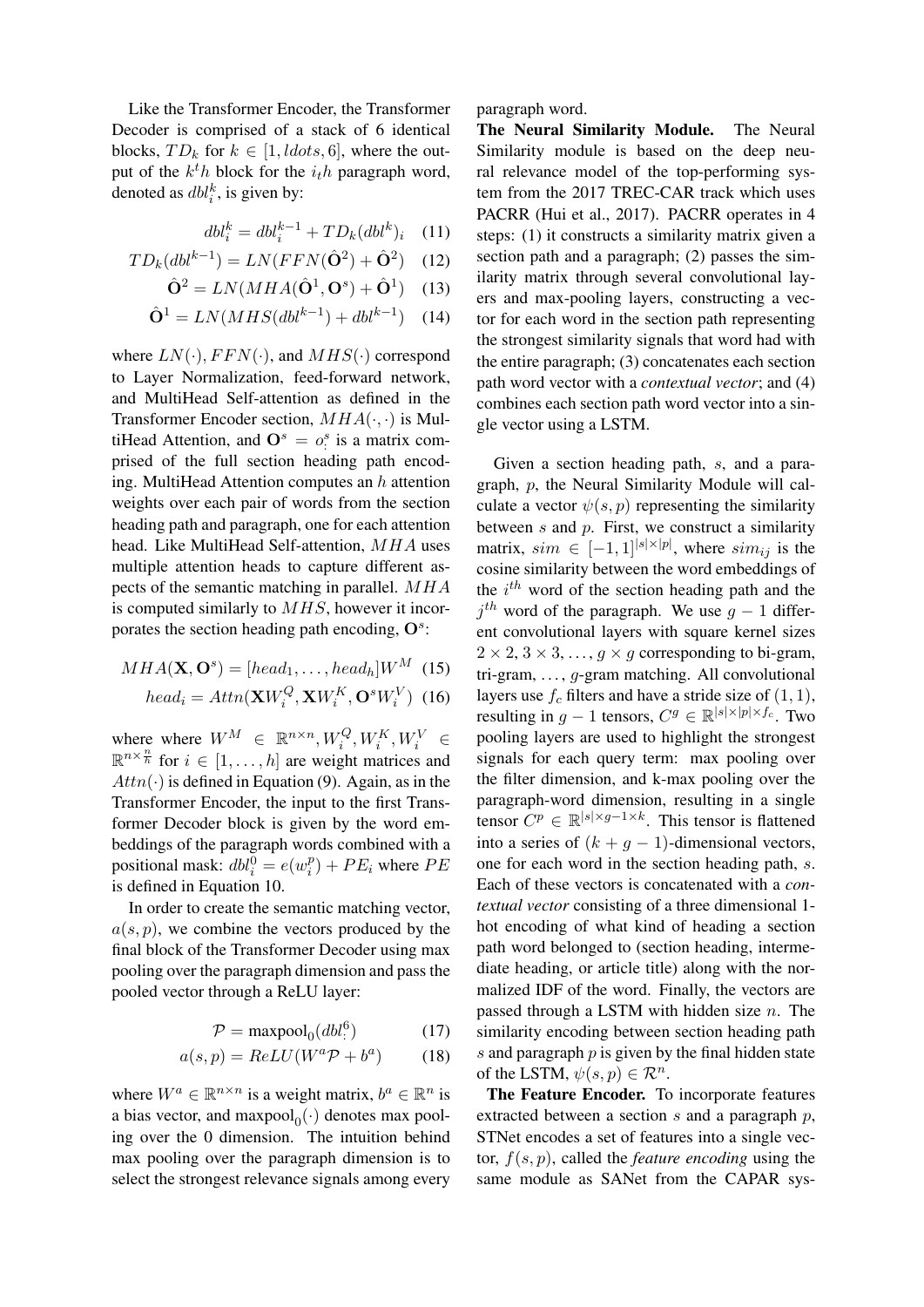Like the Transformer Encoder, the Transformer Decoder is comprised of a stack of 6 identical blocks, $TD_k$ for $k \in [1, ldots, 6]$, where the output of the $k^th$ block for the $i_th$ paragraph word, denoted as $dbl_i^k$, is given by:

$$dbl_i^k = dbl_i^{k-1} + TD_k(dbl^k)_i \quad (11)$$

$$TD_k(dbl^{k-1}) = LN(FFN(\hat{\mathbf{O}}^2) + \hat{\mathbf{O}}^2) \quad (12)$$

$$\hat{\mathbf{O}}^2 = LN(MHA(\hat{\mathbf{O}}^1, \mathbf{O}^s) + \hat{\mathbf{O}}^1) \quad (13)$$

$$\hat{\mathbf{O}}^1 = LN(MHS(dbl^{k-1}) + dbl^{k-1}) \quad (14)$$

where $LN(\cdot)$, $FFN(\cdot)$, and $MHS(\cdot)$ correspond to Layer Normalization, feed-forward network, and MultiHead Self-attention as defined in the Transformer Encoder section, $MHA(\cdot, \cdot)$ is MultiHead Attention, and $\mathbf{O}^s = o_:^s$ is a matrix comprised of the full section heading path encoding. MultiHead Attention computes an $h$ attention weights over each pair of words from the section heading path and paragraph, one for each attention head. Like MultiHead Self-attention, $MHA$ uses multiple attention heads to capture different aspects of the semantic matching in parallel. $MHA$ is computed similarly to $MHS$, however it incorporates the section heading path encoding, $\mathbf{O}^s$:

$$MHA(\mathbf{X}, \mathbf{O}^s) = [head_1, \ldots, head_h]W^M \quad (15)$$

$$head_i = Attn(\mathbf{X}W_i^Q, \mathbf{X}W_i^K, \mathbf{O}^s W_i^V) \quad (16)$$

where where $W^M \in \mathbb{R}^{n \times n}, W_i^Q, W_i^K, W_i^V \in \mathbb{R}^{n \times \frac{n}{h}}$ for $i \in [1, \ldots, h]$ are weight matrices and $Attn(\cdot)$ is defined in Equation (9). Again, as in the Transformer Encoder, the input to the first Transformer Decoder block is given by the word embeddings of the paragraph words combined with a positional mask: $dbl_i^0 = e(w_i^p) + PE_i$ where $PE$ is defined in Equation 10.

In order to create the semantic matching vector, $a(s, p)$, we combine the vectors produced by the final block of the Transformer Decoder using max pooling over the paragraph dimension and pass the pooled vector through a ReLU layer:

$$\mathcal{P} = \text{maxpool}_0(dbl_:^6) \quad (17)$$

$$a(s, p) = ReLU(W^a \mathcal{P} + b^a) \quad (18)$$

where $W^a \in \mathbb{R}^{n \times n}$ is a weight matrix, $b^a \in \mathbb{R}^n$ is a bias vector, and $\text{maxpool}_0(\cdot)$ denotes max pooling over the 0 dimension. The intuition behind max pooling over the paragraph dimension is to select the strongest relevance signals among every paragraph word.

**The Neural Similarity Module.** The Neural Similarity module is based on the deep neural relevance model of the top-performing system from the 2017 TREC-CAR track which uses PACRR (Hui et al., 2017). PACRR operates in 4 steps: (1) it constructs a similarity matrix given a section path and a paragraph; (2) passes the similarity matrix through several convolutional layers and max-pooling layers, constructing a vector for each word in the section path representing the strongest similarity signals that word had with the entire paragraph; (3) concatenates each section path word vector with a *contextual vector*; and (4) combines each section path word vector into a single vector using a LSTM.

Given a section heading path, $s$, and a paragraph, $p$, the Neural Similarity Module will calculate a vector $\psi(s, p)$ representing the similarity between $s$ and $p$. First, we construct a similarity matrix, $sim \in [-1, 1]^{|s| \times |p|}$, where $sim_{ij}$ is the cosine similarity between the word embeddings of the $i^{th}$ word of the section heading path and the $j^{th}$ word of the paragraph. We use $g - 1$ different convolutional layers with square kernel sizes $2 \times 2, 3 \times 3, \ldots, g \times g$ corresponding to bi-gram, tri-gram, ..., $g$-gram matching. All convolutional layers use $f_c$ filters and have a stride size of $(1, 1)$, resulting in $g - 1$ tensors, $C^g \in \mathbb{R}^{|s| \times |p| \times f_c}$. Two pooling layers are used to highlight the strongest signals for each query term: max pooling over the filter dimension, and k-max pooling over the paragraph-word dimension, resulting in a single tensor $C^p \in \mathbb{R}^{|s| \times g-1 \times k}$. This tensor is flattened into a series of $(k + g - 1)$-dimensional vectors, one for each word in the section heading path, $s$. Each of these vectors is concatenated with a *contextual vector* consisting of a three dimensional 1-hot encoding of what kind of heading a section path word belonged to (section heading, intermediate heading, or article title) along with the normalized IDF of the word. Finally, the vectors are passed through a LSTM with hidden size $n$. The similarity encoding between section heading path $s$ and paragraph $p$ is given by the final hidden state of the LSTM, $\psi(s, p) \in \mathcal{R}^n$.

**The Feature Encoder.** To incorporate features extracted between a section $s$ and a paragraph $p$, STNet encodes a set of features into a single vector, $f(s, p)$, called the *feature encoding* using the same module as SANet from the CAPAR sys-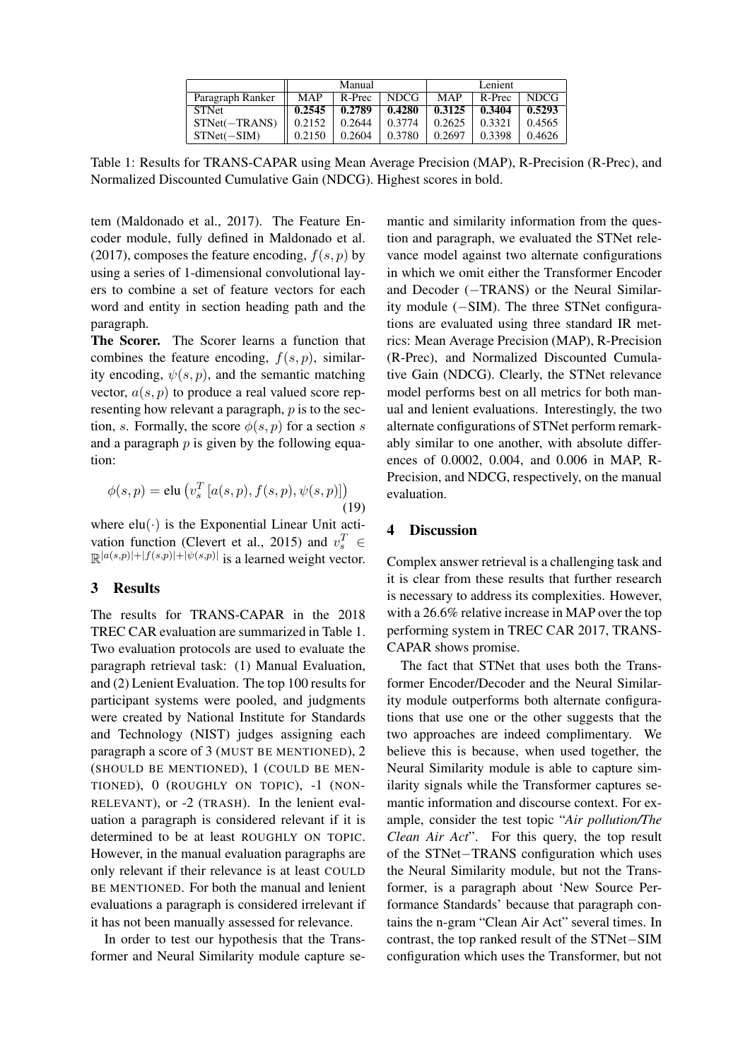| | Manual | | | Lenient | | |
|---|---|---|---|---|---|---|
| Paragraph Ranker | MAP | R-Prec | NDCG | MAP | R-Prec | NDCG |
| STNet | **0.2545** | **0.2789** | **0.4280** | **0.3125** | **0.3404** | **0.5293** |
| STNet(−TRANS) | 0.2152 | 0.2644 | 0.3774 | 0.2625 | 0.3321 | 0.4565 |
| STNet(−SIM) | 0.2150 | 0.2604 | 0.3780 | 0.2697 | 0.3398 | 0.4626 |

Table 1: Results for TRANS-CAPAR using Mean Average Precision (MAP), R-Precision (R-Prec), and Normalized Discounted Cumulative Gain (NDCG). Highest scores in bold.

tem (Maldonado et al., 2017). The Feature Encoder module, fully defined in Maldonado et al. (2017), composes the feature encoding, $f(s,p)$ by using a series of 1-dimensional convolutional layers to combine a set of feature vectors for each word and entity in section heading path and the paragraph.

**The Scorer.** The Scorer learns a function that combines the feature encoding, $f(s,p)$, similarity encoding, $\psi(s,p)$, and the semantic matching vector, $a(s,p)$ to produce a real valued score representing how relevant a paragraph, $p$ is to the section, $s$. Formally, the score $\phi(s,p)$ for a section $s$ and a paragraph $p$ is given by the following equation:

$$\phi(s,p) = \text{elu}\left(v_s^T \left[a(s,p), f(s,p), \psi(s,p)\right]\right) \tag{19}$$

where $\text{elu}(\cdot)$ is the Exponential Linear Unit activation function (Clevert et al., 2015) and $v_s^T \in \mathbb{R}^{|a(s,p)|+|f(s,p)|+|\psi(s,p)|}$ is a learned weight vector.

## 3 Results

The results for TRANS-CAPAR in the 2018 TREC CAR evaluation are summarized in Table 1. Two evaluation protocols are used to evaluate the paragraph retrieval task: (1) Manual Evaluation, and (2) Lenient Evaluation. The top 100 results for participant systems were pooled, and judgments were created by National Institute for Standards and Technology (NIST) judges assigning each paragraph a score of 3 (MUST BE MENTIONED), 2 (SHOULD BE MENTIONED), 1 (COULD BE MENTIONED), 0 (ROUGHLY ON TOPIC), -1 (NON-RELEVANT), or -2 (TRASH). In the lenient evaluation a paragraph is considered relevant if it is determined to be at least ROUGHLY ON TOPIC. However, in the manual evaluation paragraphs are only relevant if their relevance is at least COULD BE MENTIONED. For both the manual and lenient evaluations a paragraph is considered irrelevant if it has not been manually assessed for relevance.

In order to test our hypothesis that the Transformer and Neural Similarity module capture semantic and similarity information from the question and paragraph, we evaluated the STNet relevance model against two alternate configurations in which we omit either the Transformer Encoder and Decoder (−TRANS) or the Neural Similarity module (−SIM). The three STNet configurations are evaluated using three standard IR metrics: Mean Average Precision (MAP), R-Precision (R-Prec), and Normalized Discounted Cumulative Gain (NDCG). Clearly, the STNet relevance model performs best on all metrics for both manual and lenient evaluations. Interestingly, the two alternate configurations of STNet perform remarkably similar to one another, with absolute differences of 0.0002, 0.004, and 0.006 in MAP, R-Precision, and NDCG, respectively, on the manual evaluation.

## 4 Discussion

Complex answer retrieval is a challenging task and it is clear from these results that further research is necessary to address its complexities. However, with a 26.6% relative increase in MAP over the top performing system in TREC CAR 2017, TRANS-CAPAR shows promise.

The fact that STNet that uses both the Transformer Encoder/Decoder and the Neural Similarity module outperforms both alternate configurations that use one or the other suggests that the two approaches are indeed complimentary. We believe this is because, when used together, the Neural Similarity module is able to capture similarity signals while the Transformer captures semantic information and discourse context. For example, consider the test topic "*Air pollution/The Clean Air Act*". For this query, the top result of the STNet−TRANS configuration which uses the Neural Similarity module, but not the Transformer, is a paragraph about 'New Source Performance Standards' because that paragraph contains the n-gram "Clean Air Act" several times. In contrast, the top ranked result of the STNet−SIM configuration which uses the Transformer, but not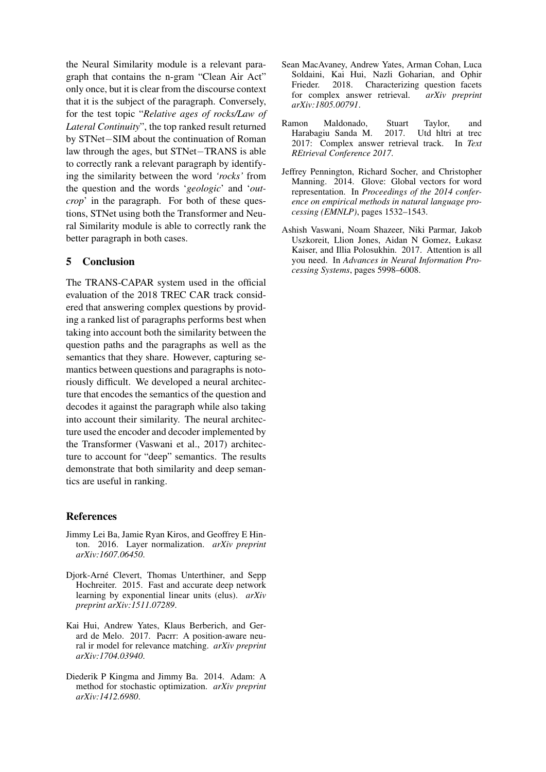the Neural Similarity module is a relevant paragraph that contains the n-gram "Clean Air Act" only once, but it is clear from the discourse context that it is the subject of the paragraph. Conversely, for the test topic "*Relative ages of rocks/Law of Lateral Continuity*", the top ranked result returned by STNet−SIM about the continuation of Roman law through the ages, but STNet−TRANS is able to correctly rank a relevant paragraph by identifying the similarity between the word *'rocks'* from the question and the words '*geologic*' and '*outcrop*' in the paragraph. For both of these questions, STNet using both the Transformer and Neural Similarity module is able to correctly rank the better paragraph in both cases.

## 5 Conclusion

The TRANS-CAPAR system used in the official evaluation of the 2018 TREC CAR track considered that answering complex questions by providing a ranked list of paragraphs performs best when taking into account both the similarity between the question paths and the paragraphs as well as the semantics that they share. However, capturing semantics between questions and paragraphs is notoriously difficult. We developed a neural architecture that encodes the semantics of the question and decodes it against the paragraph while also taking into account their similarity. The neural architecture used the encoder and decoder implemented by the Transformer (Vaswani et al., 2017) architecture to account for "deep" semantics. The results demonstrate that both similarity and deep semantics are useful in ranking.

## References

Jimmy Lei Ba, Jamie Ryan Kiros, and Geoffrey E Hinton. 2016. Layer normalization. *arXiv preprint arXiv:1607.06450*.

Djork-Arné Clevert, Thomas Unterthiner, and Sepp Hochreiter. 2015. Fast and accurate deep network learning by exponential linear units (elus). *arXiv preprint arXiv:1511.07289*.

Kai Hui, Andrew Yates, Klaus Berberich, and Gerard de Melo. 2017. Pacrr: A position-aware neural ir model for relevance matching. *arXiv preprint arXiv:1704.03940*.

Diederik P Kingma and Jimmy Ba. 2014. Adam: A method for stochastic optimization. *arXiv preprint arXiv:1412.6980*.

Sean MacAvaney, Andrew Yates, Arman Cohan, Luca Soldaini, Kai Hui, Nazli Goharian, and Ophir Frieder. 2018. Characterizing question facets for complex answer retrieval. *arXiv preprint arXiv:1805.00791*.

Ramon Maldonado, Stuart Taylor, and Harabagiu Sanda M. 2017. Utd hltri at trec 2017: Complex answer retrieval track. In *Text REtrieval Conference 2017*.

Jeffrey Pennington, Richard Socher, and Christopher Manning. 2014. Glove: Global vectors for word representation. In *Proceedings of the 2014 conference on empirical methods in natural language processing (EMNLP)*, pages 1532–1543.

Ashish Vaswani, Noam Shazeer, Niki Parmar, Jakob Uszkoreit, Llion Jones, Aidan N Gomez, Łukasz Kaiser, and Illia Polosukhin. 2017. Attention is all you need. In *Advances in Neural Information Processing Systems*, pages 5998–6008.